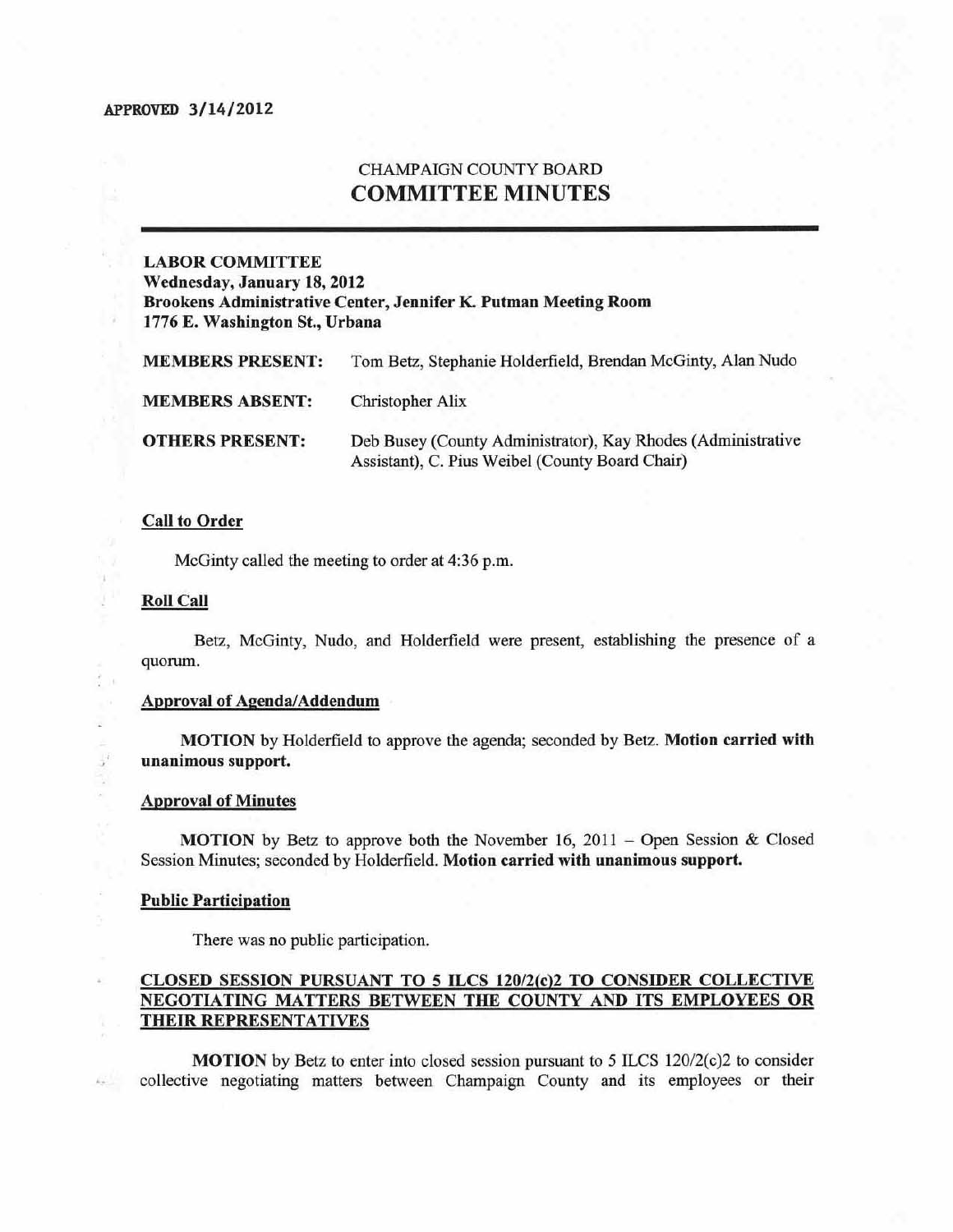APPROVED 3/14/2012

# CHAMPAIGN COUNTY BOARD
# COMMITTEE MINUTES

**LABOR COMMITTEE**
**Wednesday, January 18, 2012**
**Brookens Administrative Center, Jennifer K. Putman Meeting Room**
**1776 E. Washington St., Urbana**

| | |
|---|---|
| **MEMBERS PRESENT:** | Tom Betz, Stephanie Holderfield, Brendan McGinty, Alan Nudo |
| **MEMBERS ABSENT:** | Christopher Alix |
| **OTHERS PRESENT:** | Deb Busey (County Administrator), Kay Rhodes (Administrative Assistant), C. Pius Weibel (County Board Chair) |

**Call to Order**

McGinty called the meeting to order at 4:36 p.m.

**Roll Call**

Betz, McGinty, Nudo, and Holderfield were present, establishing the presence of a quorum.

**Approval of Agenda/Addendum**

**MOTION** by Holderfield to approve the agenda; seconded by Betz. **Motion carried with unanimous support.**

**Approval of Minutes**

**MOTION** by Betz to approve both the November 16, 2011 – Open Session & Closed Session Minutes; seconded by Holderfield. **Motion carried with unanimous support.**

**Public Participation**

There was no public participation.

**CLOSED SESSION PURSUANT TO 5 ILCS 120/2(c)2 TO CONSIDER COLLECTIVE NEGOTIATING MATTERS BETWEEN THE COUNTY AND ITS EMPLOYEES OR THEIR REPRESENTATIVES**

**MOTION** by Betz to enter into closed session pursuant to 5 ILCS 120/2(c)2 to consider collective negotiating matters between Champaign County and its employees or their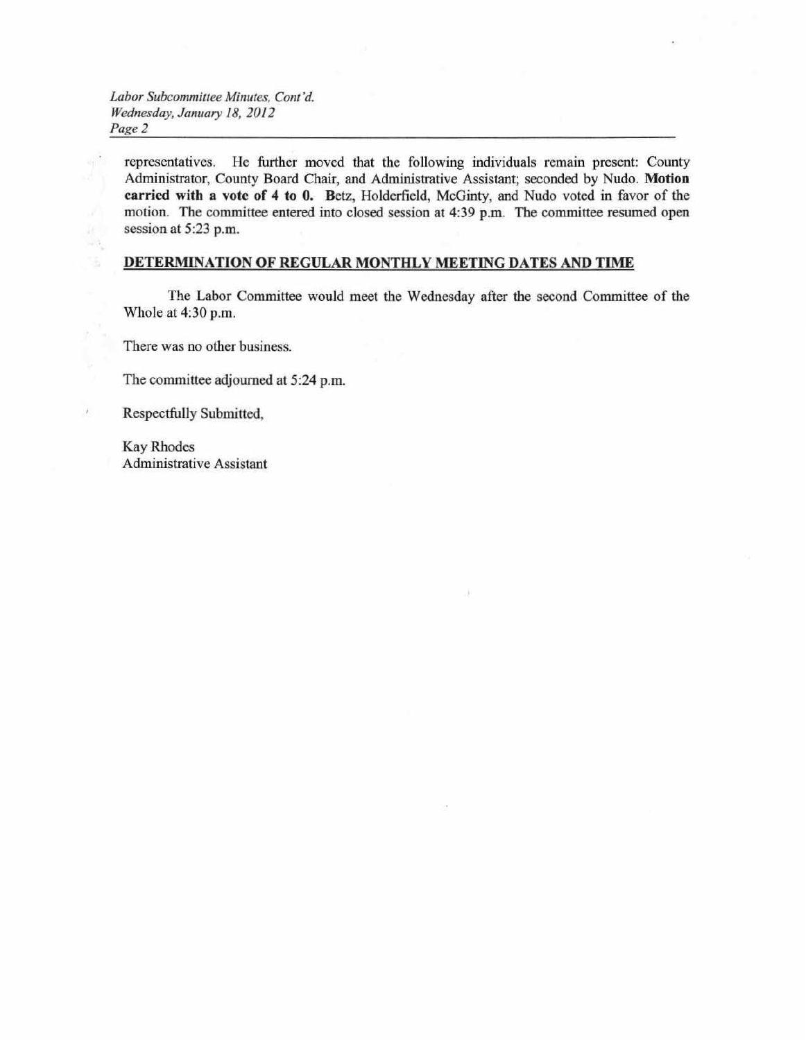representatives. He further moved that the following individuals remain present: County Administrator, County Board Chair, and Administrative Assistant; seconded by Nudo. **Motion carried with a vote of 4 to 0.** Betz, Holderfield, McGinty, and Nudo voted in favor of the motion. The committee entered into closed session at 4:39 p.m. The committee resumed open session at 5:23 p.m.

## DETERMINATION OF REGULAR MONTHLY MEETING DATES AND TIME

The Labor Committee would meet the Wednesday after the second Committee of the Whole at 4:30 p.m.

There was no other business.

The committee adjourned at 5:24 p.m.

Respectfully Submitted,

Kay Rhodes
Administrative Assistant